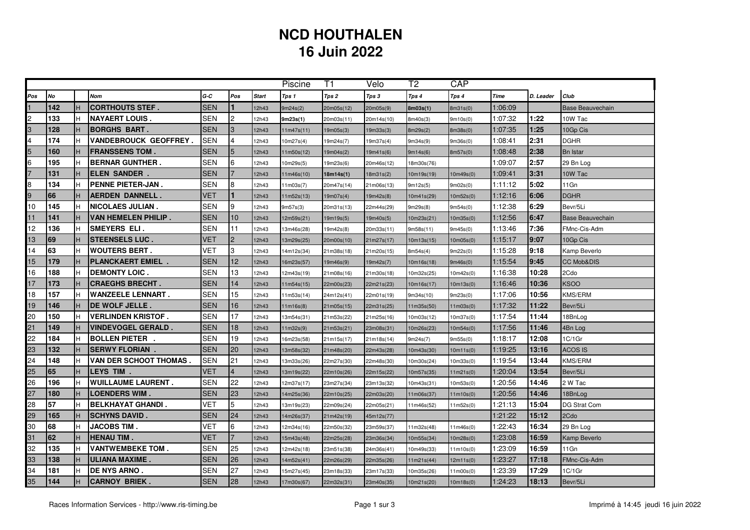# NCD HOUTHALEN
## 16 Juin 2022

| | | | | | | | Piscine | T1 | Velo | T2 | CAP | | | |
|---|---|---|---|---|---|---|---|---|---|---|---|---|---|---|
| **Pos** | **No** | | **Nom** | **G-C** | **Pos** | **Start** | **Tps 1** | **Tps 2** | **Tps 3** | **Tps 4** | **Tps 4** | **Time** | **D. Leader** | **Club** |
| 1 | **142** | H | **CORTHOUTS STEF .** | SEN | **1** | 12h43 | 9m24s(2) | 20m05s(12) | 20m05s(9) | **8m03s(1)** | 8m31s(0) | 1:06:09 | | Base Beauvechain |
| 2 | **133** | H | **NAYAERT LOUIS .** | SEN | 2 | 12h43 | **9m23s(1)** | 20m03s(11) | 20m14s(10) | 8m40s(3) | 9m10s(0) | 1:07:32 | **1:22** | 10W Tac |
| 3 | **128** | H | **BORGHS BART .** | SEN | 3 | 12h43 | 11m47s(11) | 19m05s(3) | 19m33s(3) | 8m29s(2) | 8m38s(0) | 1:07:35 | **1:25** | 10Gp Cis |
| 4 | **174** | H | **VANDEBROUCK GEOFFREY .** | SEN | 4 | 12h43 | 10m27s(4) | 19m24s(7) | 19m37s(4) | 9m34s(9) | 9m36s(0) | 1:08:41 | **2:31** | DGHR |
| 5 | **160** | H | **FRANSSENS TOM .** | SEN | 5 | 12h43 | 11m50s(12) | 19m04s(2) | 19m41s(6) | 9m14s(6) | 8m57s(0) | 1:08:48 | **2:38** | Bn Istar |
| 6 | **195** | H | **BERNAR GUNTHER .** | SEN | 6 | 12h43 | 10m29s(5) | 19m23s(6) | 20m46s(12) | 18m30s(76) | | 1:09:07 | **2:57** | 29 Bn Log |
| 7 | **131** | H | **ELEN SANDER .** | SEN | 7 | 12h43 | 11m46s(10) | **18m14s(1)** | 18m31s(2) | 10m19s(19) | 10m49s(0) | 1:09:41 | **3:31** | 10W Tac |
| 8 | **134** | H | **PENNE PIETER-JAN .** | SEN | 8 | 12h43 | 11m03s(7) | 20m47s(14) | 21m06s(13) | 9m12s(5) | 9m02s(0) | 1:11:12 | **5:02** | 11Gn |
| 9 | **66** | H | **AERDEN DANNELL .** | VET | **1** | 12h43 | 11m52s(13) | 19m07s(4) | 19m42s(8) | 10m41s(29) | 10m52s(0) | 1:12:16 | **6:06** | DGHR |
| 10 | **145** | H | **NICOLAES JULIAN .** | SEN | 9 | 12h43 | 9m57s(3) | 20m31s(13) | 22m44s(29) | 9m29s(8) | 9m54s(0) | 1:12:38 | **6:29** | Bevr/5Li |
| 11 | **141** | H | **VAN HEMELEN PHILIP .** | SEN | 10 | 12h43 | 12m59s(21) | 19m19s(5) | 19m40s(5) | 10m23s(21) | 10m35s(0) | 1:12:56 | **6:47** | Base Beauvechain |
| 12 | **136** | H | **SMEYERS ELI .** | SEN | 11 | 12h43 | 13m46s(28) | 19m42s(8) | 20m33s(11) | 9m58s(11) | 9m45s(0) | 1:13:46 | **7:36** | FMnc-Cis-Adm |
| 13 | **69** | H | **STEENSELS LUC .** | VET | 2 | 12h43 | 13m29s(25) | 20m00s(10) | 21m27s(17) | 10m13s(15) | 10m05s(0) | 1:15:17 | **9:07** | 10Gp Cis |
| 14 | **63** | H | **WOUTERS BERT .** | VET | 3 | 12h43 | 14m12s(34) | 21m38s(18) | 21m20s(15) | 8m54s(4) | 9m22s(0) | 1:15:28 | **9:18** | Kamp Beverlo |
| 15 | **179** | H | **PLANCKAERT EMIEL .** | SEN | 12 | 12h43 | 16m23s(57) | 19m46s(9) | 19m42s(7) | 10m16s(18) | 9m46s(0) | 1:15:54 | **9:45** | CC Mob&DIS |
| 16 | **188** | H | **DEMONTY LOIC .** | SEN | 13 | 12h43 | 12m43s(19) | 21m08s(16) | 21m30s(18) | 10m32s(25) | 10m42s(0) | 1:16:38 | **10:28** | 2Cdo |
| 17 | **173** | H | **CRAEGHS BRECHT .** | SEN | 14 | 12h43 | 11m54s(15) | 22m00s(23) | 22m21s(23) | 10m16s(17) | 10m13s(0) | 1:16:46 | **10:36** | KSOO |
| 18 | **157** | H | **WANZEELE LENNART .** | SEN | 15 | 12h43 | 11m53s(14) | 24m12s(41) | 22m01s(19) | 9m34s(10) | 9m23s(0) | 1:17:06 | **10:56** | KMS/ERM |
| 19 | **146** | H | **DE WOLF JELLE .** | SEN | 16 | 12h43 | 11m16s(8) | 21m05s(15) | 22m31s(25) | 11m35s(50) | 11m03s(0) | 1:17:32 | **11:22** | Bevr/5Li |
| 20 | **150** | H | **VERLINDEN KRISTOF .** | SEN | 17 | 12h43 | 13m54s(31) | 21m53s(22) | 21m25s(16) | 10m03s(12) | 10m37s(0) | 1:17:54 | **11:44** | 18BnLog |
| 21 | **149** | H | **VINDEVOGEL GERALD .** | SEN | 18 | 12h43 | 11m32s(9) | 21m53s(21) | 23m08s(31) | 10m26s(23) | 10m54s(0) | 1:17:56 | **11:46** | 4Bn Log |
| 22 | **184** | H | **BOLLEN PIETER .** | SEN | 19 | 12h43 | 16m23s(58) | 21m15s(17) | 21m18s(14) | 9m24s(7) | 9m55s(0) | 1:18:17 | **12:08** | 1C/1Gr |
| 23 | **132** | H | **SERWY FLORIAN .** | SEN | 20 | 12h43 | 13m58s(32) | 21m48s(20) | 22m43s(28) | 10m43s(30) | 10m11s(0) | 1:19:25 | **13:16** | ACOS IS |
| 24 | **148** | H | **VAN DER SCHOOT THOMAS .** | SEN | 21 | 12h43 | 13m33s(26) | 22m27s(30) | 22m48s(30) | 10m30s(24) | 10m33s(0) | 1:19:54 | **13:44** | KMS/ERM |
| 25 | **65** | H | **LEYS TIM .** | VET | 4 | 12h43 | 13m19s(22) | 22m10s(26) | 22m15s(22) | 10m57s(35) | 11m21s(0) | 1:20:04 | **13:54** | Bevr/5Li |
| 26 | **196** | H | **WUILLAUME LAURENT .** | SEN | 22 | 12h43 | 12m37s(17) | 23m27s(34) | 23m13s(32) | 10m43s(31) | 10m53s(0) | 1:20:56 | **14:46** | 2 W Tac |
| 27 | **180** | H | **LOENDERS WIM .** | SEN | 23 | 12h43 | 14m25s(36) | 22m10s(25) | 22m03s(20) | 11m06s(37) | 11m10s(0) | 1:20:56 | **14:46** | 18BnLog |
| 28 | **57** | H | **BELKHAYAT GHANDI .** | VET | 5 | 12h43 | 13m19s(23) | 22m09s(24) | 22m05s(21) | 11m46s(52) | 11m52s(0) | 1:21:13 | **15:04** | DG Strat Com |
| 29 | **165** | H | **SCHYNS DAVID .** | SEN | 24 | 12h43 | 14m26s(37) | 21m42s(19) | 45m12s(77) | | | 1:21:22 | **15:12** | 2Cdo |
| 30 | **68** | H | **JACOBS TIM .** | VET | 6 | 12h43 | 12m34s(16) | 22m50s(32) | 23m59s(37) | 11m32s(48) | 11m46s(0) | 1:22:43 | **16:34** | 29 Bn Log |
| 31 | **62** | H | **HENAU TIM .** | VET | 7 | 12h43 | 15m43s(48) | 22m25s(28) | 23m36s(34) | 10m55s(34) | 10m28s(0) | 1:23:08 | **16:59** | Kamp Beverlo |
| 32 | **135** | H | **VANTWEMBEKE TOM .** | SEN | 25 | 12h43 | 12m42s(18) | 23m51s(38) | 24m36s(41) | 10m49s(33) | 11m10s(0) | 1:23:09 | **16:59** | 11Gn |
| 33 | **138** | H | **ULIANA MAXIME .** | SEN | 26 | 12h43 | 14m52s(41) | 22m26s(29) | 22m35s(26) | 11m21s(44) | 12m11s(0) | 1:23:27 | **17:18** | FMnc-Cis-Adm |
| 34 | **181** | H | **DE NYS ARNO .** | SEN | 27 | 12h43 | 15m27s(45) | 23m18s(33) | 23m17s(33) | 10m35s(26) | 11m00s(0) | 1:23:39 | **17:29** | 1C/1Gr |
| 35 | **144** | H | **CARNOY BRIEK .** | SEN | 28 | 12h43 | 17m30s(67) | 22m32s(31) | 23m40s(35) | 10m21s(20) | 10m18s(0) | 1:24:23 | **18:13** | Bevr/5Li |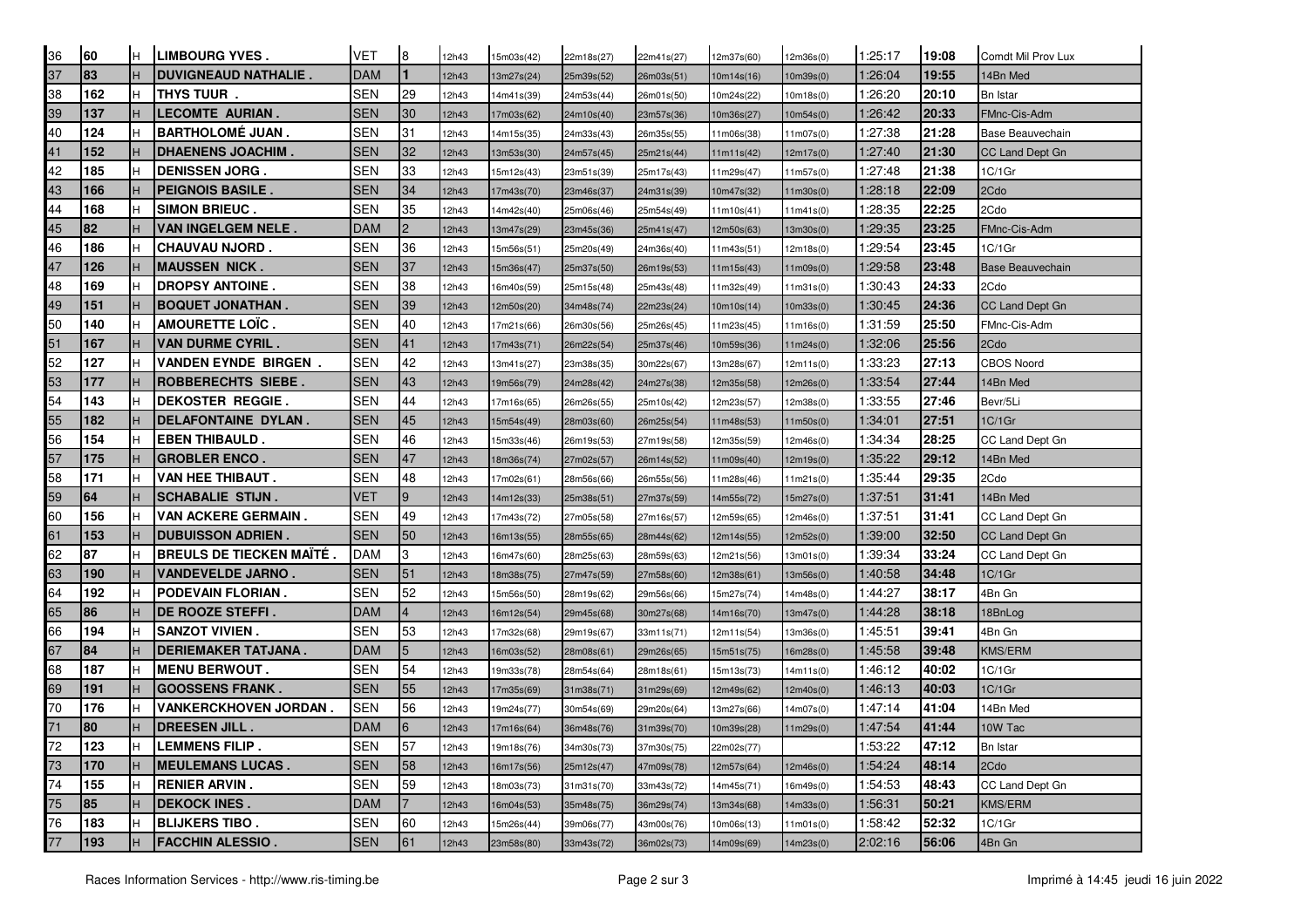| | | | | | | | | | | | | | | |
|---|---|---|---|---|---|---|---|---|---|---|---|---|---|---|
| 36 | 60 | H | LIMBOURG YVES . | VET | 8 | 12h43 | 15m03s(42) | 22m18s(27) | 22m41s(27) | 12m37s(60) | 12m36s(0) | 1:25:17 | 19:08 | Comdt Mil Prov Lux |
| 37 | 83 | H | DUVIGNEAUD NATHALIE . | DAM | 1 | 12h43 | 13m27s(24) | 25m39s(52) | 26m03s(51) | 10m14s(16) | 10m39s(0) | 1:26:04 | 19:55 | 14Bn Med |
| 38 | 162 | H | THYS TUUR . | SEN | 29 | 12h43 | 14m41s(39) | 24m53s(44) | 26m01s(50) | 10m24s(22) | 10m18s(0) | 1:26:20 | 20:10 | Bn Istar |
| 39 | 137 | H | LECOMTE AURIAN . | SEN | 30 | 12h43 | 17m03s(62) | 24m10s(40) | 23m57s(36) | 10m36s(27) | 10m54s(0) | 1:26:42 | 20:33 | FMnc-Cis-Adm |
| 40 | 124 | H | BARTHOLOMÉ JUAN . | SEN | 31 | 12h43 | 14m15s(35) | 24m33s(43) | 26m35s(55) | 11m06s(38) | 11m07s(0) | 1:27:38 | 21:28 | Base Beauvechain |
| 41 | 152 | H | DHAENENS JOACHIM . | SEN | 32 | 12h43 | 13m53s(30) | 24m57s(45) | 25m21s(44) | 11m11s(42) | 12m17s(0) | 1:27:40 | 21:30 | CC Land Dept Gn |
| 42 | 185 | H | DENISSEN JORG . | SEN | 33 | 12h43 | 15m12s(43) | 23m51s(39) | 25m17s(43) | 11m29s(47) | 11m57s(0) | 1:27:48 | 21:38 | 1C/1Gr |
| 43 | 166 | H | PEIGNOIS BASILE . | SEN | 34 | 12h43 | 17m43s(70) | 23m46s(37) | 24m31s(39) | 10m47s(32) | 11m30s(0) | 1:28:18 | 22:09 | 2Cdo |
| 44 | 168 | H | SIMON BRIEUC . | SEN | 35 | 12h43 | 14m42s(40) | 25m06s(46) | 25m54s(49) | 11m10s(41) | 11m41s(0) | 1:28:35 | 22:25 | 2Cdo |
| 45 | 82 | H | VAN INGELGEM NELE . | DAM | 2 | 12h43 | 13m47s(29) | 23m45s(36) | 25m41s(47) | 12m50s(63) | 13m30s(0) | 1:29:35 | 23:25 | FMnc-Cis-Adm |
| 46 | 186 | H | CHAUVAU NJORD . | SEN | 36 | 12h43 | 15m56s(51) | 25m20s(49) | 24m36s(40) | 11m43s(51) | 12m18s(0) | 1:29:54 | 23:45 | 1C/1Gr |
| 47 | 126 | H | MAUSSEN NICK . | SEN | 37 | 12h43 | 15m36s(47) | 25m37s(50) | 26m19s(53) | 11m15s(43) | 11m09s(0) | 1:29:58 | 23:48 | Base Beauvechain |
| 48 | 169 | H | DROPSY ANTOINE . | SEN | 38 | 12h43 | 16m40s(59) | 25m15s(48) | 25m43s(48) | 11m32s(49) | 11m31s(0) | 1:30:43 | 24:33 | 2Cdo |
| 49 | 151 | H | BOQUET JONATHAN . | SEN | 39 | 12h43 | 12m50s(20) | 34m48s(74) | 22m23s(24) | 10m10s(14) | 10m33s(0) | 1:30:45 | 24:36 | CC Land Dept Gn |
| 50 | 140 | H | AMOURETTE LOÏC . | SEN | 40 | 12h43 | 17m21s(66) | 26m30s(56) | 25m26s(45) | 11m23s(45) | 11m16s(0) | 1:31:59 | 25:50 | FMnc-Cis-Adm |
| 51 | 167 | H | VAN DURME CYRIL . | SEN | 41 | 12h43 | 17m43s(71) | 26m22s(54) | 25m37s(46) | 10m59s(36) | 11m24s(0) | 1:32:06 | 25:56 | 2Cdo |
| 52 | 127 | H | VANDEN EYNDE BIRGEN . | SEN | 42 | 12h43 | 13m41s(27) | 23m38s(35) | 30m22s(67) | 13m28s(67) | 12m11s(0) | 1:33:23 | 27:13 | CBOS Noord |
| 53 | 177 | H | ROBBERECHTS SIEBE . | SEN | 43 | 12h43 | 19m56s(79) | 24m28s(42) | 24m27s(38) | 12m35s(58) | 12m26s(0) | 1:33:54 | 27:44 | 14Bn Med |
| 54 | 143 | H | DEKOSTER REGGIE . | SEN | 44 | 12h43 | 17m16s(65) | 26m26s(55) | 25m10s(42) | 12m23s(57) | 12m38s(0) | 1:33:55 | 27:46 | Bevr/5Li |
| 55 | 182 | H | DELAFONTAINE DYLAN . | SEN | 45 | 12h43 | 15m54s(49) | 28m03s(60) | 26m25s(54) | 11m48s(53) | 11m50s(0) | 1:34:01 | 27:51 | 1C/1Gr |
| 56 | 154 | H | EBEN THIBAULD . | SEN | 46 | 12h43 | 15m33s(46) | 26m19s(53) | 27m19s(58) | 12m35s(59) | 12m46s(0) | 1:34:34 | 28:25 | CC Land Dept Gn |
| 57 | 175 | H | GROBLER ENCO . | SEN | 47 | 12h43 | 18m36s(74) | 27m02s(57) | 26m14s(52) | 11m09s(40) | 12m19s(0) | 1:35:22 | 29:12 | 14Bn Med |
| 58 | 171 | H | VAN HEE THIBAUT . | SEN | 48 | 12h43 | 17m02s(61) | 28m56s(66) | 26m55s(56) | 11m28s(46) | 11m21s(0) | 1:35:44 | 29:35 | 2Cdo |
| 59 | 64 | H | SCHABALIE STIJN . | VET | 9 | 12h43 | 14m12s(33) | 25m38s(51) | 27m37s(59) | 14m55s(72) | 15m27s(0) | 1:37:51 | 31:41 | 14Bn Med |
| 60 | 156 | H | VAN ACKERE GERMAIN . | SEN | 49 | 12h43 | 17m43s(72) | 27m05s(58) | 27m16s(57) | 12m59s(65) | 12m46s(0) | 1:37:51 | 31:41 | CC Land Dept Gn |
| 61 | 153 | H | DUBUISSON ADRIEN . | SEN | 50 | 12h43 | 16m13s(55) | 28m55s(65) | 28m44s(62) | 12m14s(55) | 12m52s(0) | 1:39:00 | 32:50 | CC Land Dept Gn |
| 62 | 87 | H | BREULS DE TIECKEN MAÏTÉ . | DAM | 3 | 12h43 | 16m47s(60) | 28m25s(63) | 28m59s(63) | 12m21s(56) | 13m01s(0) | 1:39:34 | 33:24 | CC Land Dept Gn |
| 63 | 190 | H | VANDEVELDE JARNO . | SEN | 51 | 12h43 | 18m38s(75) | 27m47s(59) | 27m58s(60) | 12m38s(61) | 13m56s(0) | 1:40:58 | 34:48 | 1C/1Gr |
| 64 | 192 | H | PODEVAIN FLORIAN . | SEN | 52 | 12h43 | 15m56s(50) | 28m19s(62) | 29m56s(66) | 15m27s(74) | 14m48s(0) | 1:44:27 | 38:17 | 4Bn Gn |
| 65 | 86 | H | DE ROOZE STEFFI . | DAM | 4 | 12h43 | 16m12s(54) | 29m45s(68) | 30m27s(68) | 14m16s(70) | 13m47s(0) | 1:44:28 | 38:18 | 18BnLog |
| 66 | 194 | H | SANZOT VIVIEN . | SEN | 53 | 12h43 | 17m32s(68) | 29m19s(67) | 33m11s(71) | 12m11s(54) | 13m36s(0) | 1:45:51 | 39:41 | 4Bn Gn |
| 67 | 84 | H | DERIEMAKER TATJANA . | DAM | 5 | 12h43 | 16m03s(52) | 28m08s(61) | 29m26s(65) | 15m51s(75) | 16m28s(0) | 1:45:58 | 39:48 | KMS/ERM |
| 68 | 187 | H | MENU BERWOUT . | SEN | 54 | 12h43 | 19m33s(78) | 28m54s(64) | 28m18s(61) | 15m13s(73) | 14m11s(0) | 1:46:12 | 40:02 | 1C/1Gr |
| 69 | 191 | H | GOOSSENS FRANK . | SEN | 55 | 12h43 | 17m35s(69) | 31m38s(71) | 31m29s(69) | 12m49s(62) | 12m40s(0) | 1:46:13 | 40:03 | 1C/1Gr |
| 70 | 176 | H | VANKERCKHOVEN JORDAN . | SEN | 56 | 12h43 | 19m24s(77) | 30m54s(69) | 29m20s(64) | 13m27s(66) | 14m07s(0) | 1:47:14 | 41:04 | 14Bn Med |
| 71 | 80 | H | DREESEN JILL . | DAM | 6 | 12h43 | 17m16s(64) | 36m48s(76) | 31m39s(70) | 10m39s(28) | 11m29s(0) | 1:47:54 | 41:44 | 10W Tac |
| 72 | 123 | H | LEMMENS FILIP . | SEN | 57 | 12h43 | 19m18s(76) | 34m30s(73) | 37m30s(75) | 22m02s(77) | | 1:53:22 | 47:12 | Bn Istar |
| 73 | 170 | H | MEULEMANS LUCAS . | SEN | 58 | 12h43 | 16m17s(56) | 25m12s(47) | 47m09s(78) | 12m57s(64) | 12m46s(0) | 1:54:24 | 48:14 | 2Cdo |
| 74 | 155 | H | RENIER ARVIN . | SEN | 59 | 12h43 | 18m03s(73) | 31m31s(70) | 33m43s(72) | 14m45s(71) | 16m49s(0) | 1:54:53 | 48:43 | CC Land Dept Gn |
| 75 | 85 | H | DEKOCK INES . | DAM | 7 | 12h43 | 16m04s(53) | 35m48s(75) | 36m29s(74) | 13m34s(68) | 14m33s(0) | 1:56:31 | 50:21 | KMS/ERM |
| 76 | 183 | H | BLIJKERS TIBO . | SEN | 60 | 12h43 | 15m26s(44) | 39m06s(77) | 43m00s(76) | 10m06s(13) | 11m01s(0) | 1:58:42 | 52:32 | 1C/1Gr |
| 77 | 193 | H | FACCHIN ALESSIO . | SEN | 61 | 12h43 | 23m58s(80) | 33m43s(72) | 36m02s(73) | 14m09s(69) | 14m23s(0) | 2:02:16 | 56:06 | 4Bn Gn |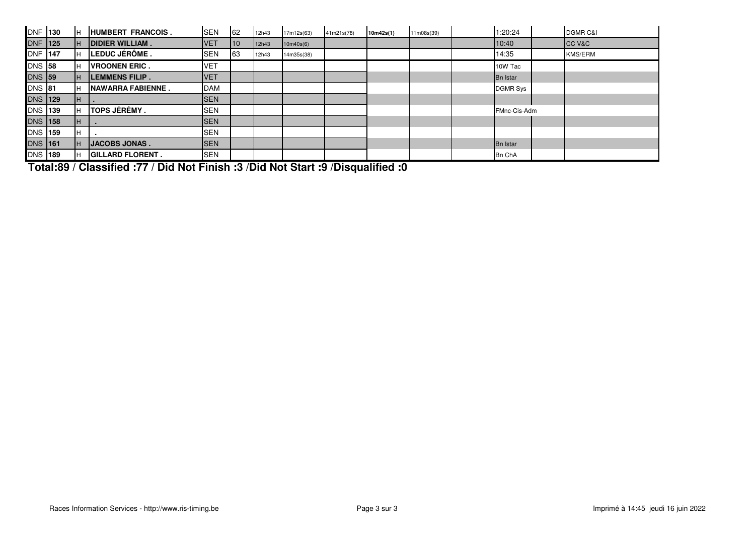| | | | | | | | | | | | | | | |
|---|---|---|---|---|---|---|---|---|---|---|---|---|---|---|
| DNF | 130 | H | HUMBERT FRANCOIS . | SEN | 62 | 12h43 | 17m12s(63) | 41m21s(78) | 10m42s(1) | 11m08s(39) | | 1:20:24 | | DGMR C&I |
| DNF | 125 | H | DIDIER WILLIAM . | VET | 10 | 12h43 | 10m40s(6) | | | | | 10:40 | | CC V&C |
| DNF | 147 | H | LEDUC JÉRÔME . | SEN | 63 | 12h43 | 14m35s(38) | | | | | 14:35 | | KMS/ERM |
| DNS | 58 | H | VROONEN ERIC . | VET | | | | | | | | 10W Tac | | |
| DNS | 59 | H | LEMMENS FILIP . | VET | | | | | | | | Bn Istar | | |
| DNS | 81 | H | NAWARRA FABIENNE . | DAM | | | | | | | | DGMR Sys | | |
| DNS | 129 | H | . | SEN | | | | | | | | | | |
| DNS | 139 | H | TOPS JÉRÉMY . | SEN | | | | | | | | FMnc-Cis-Adm | | |
| DNS | 158 | H | . | SEN | | | | | | | | | | |
| DNS | 159 | H | . | SEN | | | | | | | | | | |
| DNS | 161 | H | JACOBS JONAS . | SEN | | | | | | | | Bn Istar | | |
| DNS | 189 | H | GILLARD FLORENT . | SEN | | | | | | | | Bn ChA | | |

**Total:89 / Classified :77 / Did Not Finish :3 /Did Not Start :9 /Disqualified :0**